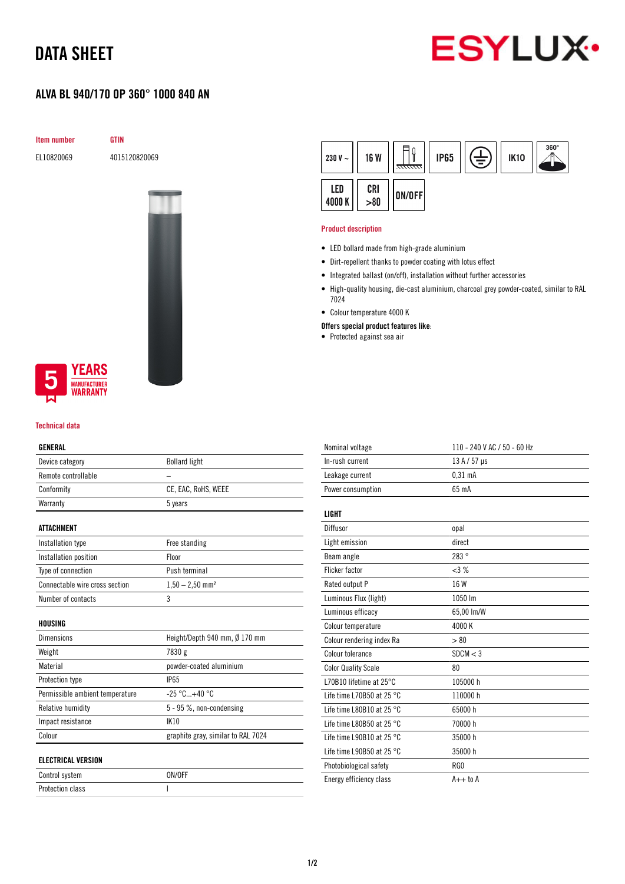# DATA SHEET

ESYLUX

## ALVA BL 940/170 OP 360° 1000 840 AN

| Item number | GTIN |
|---|---|
| EL10820069 | 4015120820069 |

230 V ~ | 16 W | IP65 | IK10 | 360° | LED 4000 K | CRI >80 | ON/OFF

5 YEARS MANUFACTURER WARRANTY

### Product description

- LED bollard made from high-grade aluminium
- Dirt-repellent thanks to powder coating with lotus effect
- Integrated ballast (on/off), installation without further accessories
- High-quality housing, die-cast aluminium, charcoal grey powder-coated, similar to RAL 7024
- Colour temperature 4000 K

**Offers special product features like:**

- Protected against sea air

### Technical data

| GENERAL | |
|---|---|
| Device category | Bollard light |
| Remote controllable | – |
| Conformity | CE, EAC, RoHS, WEEE |
| Warranty | 5 years |

| ATTACHMENT | |
|---|---|
| Installation type | Free standing |
| Installation position | Floor |
| Type of connection | Push terminal |
| Connectable wire cross section | 1,50 – 2,50 mm² |
| Number of contacts | 3 |

| HOUSING | |
|---|---|
| Dimensions | Height/Depth 940 mm, Ø 170 mm |
| Weight | 7830 g |
| Material | powder-coated aluminium |
| Protection type | IP65 |
| Permissible ambient temperature | -25 °C...+40 °C |
| Relative humidity | 5 - 95 %, non-condensing |
| Impact resistance | IK10 |
| Colour | graphite gray, similar to RAL 7024 |

| ELECTRICAL VERSION | |
|---|---|
| Control system | ON/OFF |
| Protection class | I |
| Nominal voltage | 110 - 240 V AC / 50 - 60 Hz |
| In-rush current | 13 A / 57 µs |
| Leakage current | 0,31 mA |
| Power consumption | 65 mA |

| LIGHT | |
|---|---|
| Diffusor | opal |
| Light emission | direct |
| Beam angle | 283 ° |
| Flicker factor | <3 % |
| Rated output P | 16 W |
| Luminous Flux (light) | 1050 lm |
| Luminous efficacy | 65,00 lm/W |
| Colour temperature | 4000 K |
| Colour rendering index Ra | > 80 |
| Colour tolerance | SDCM < 3 |
| Color Quality Scale | 80 |
| L70B10 lifetime at 25°C | 105000 h |
| Life time L70B50 at 25 °C | 110000 h |
| Life time L80B10 at 25 °C | 65000 h |
| Life time L80B50 at 25 °C | 70000 h |
| Life time L90B10 at 25 °C | 35000 h |
| Life time L90B50 at 25 °C | 35000 h |
| Photobiological safety | RG0 |
| Energy efficiency class | A++ to A |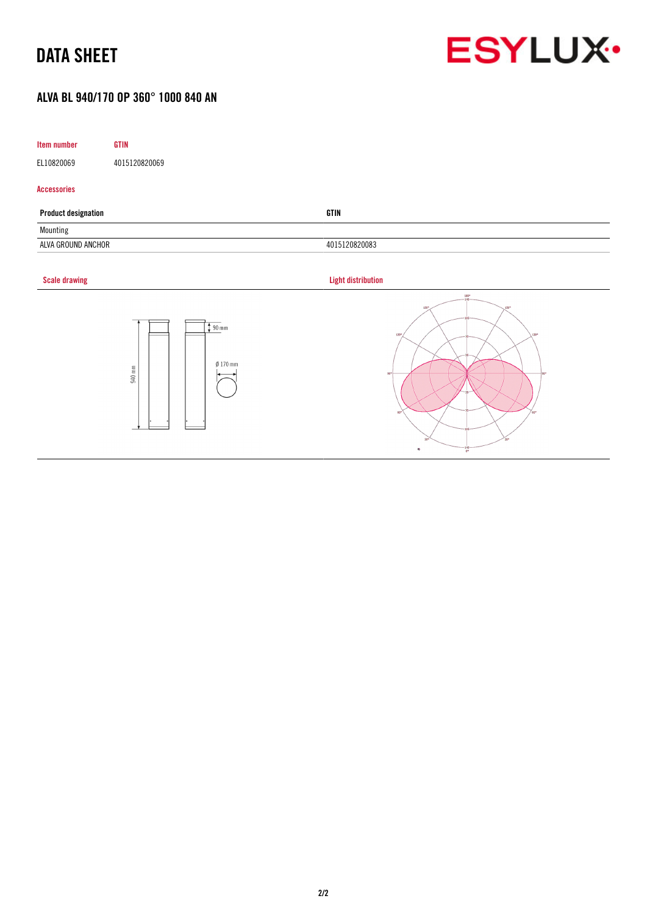# DATA SHEET

## ALVA BL 940/170 OP 360° 1000 840 AN

| Item number | GTIN |
|---|---|
| EL10820069 | 4015120820069 |

### Accessories

| Product designation | GTIN |
|---|---|
| Mounting | |
| ALVA GROUND ANCHOR | 4015120820083 |

### Scale drawing

940 mm

90 mm

Ø 170 mm

### Light distribution